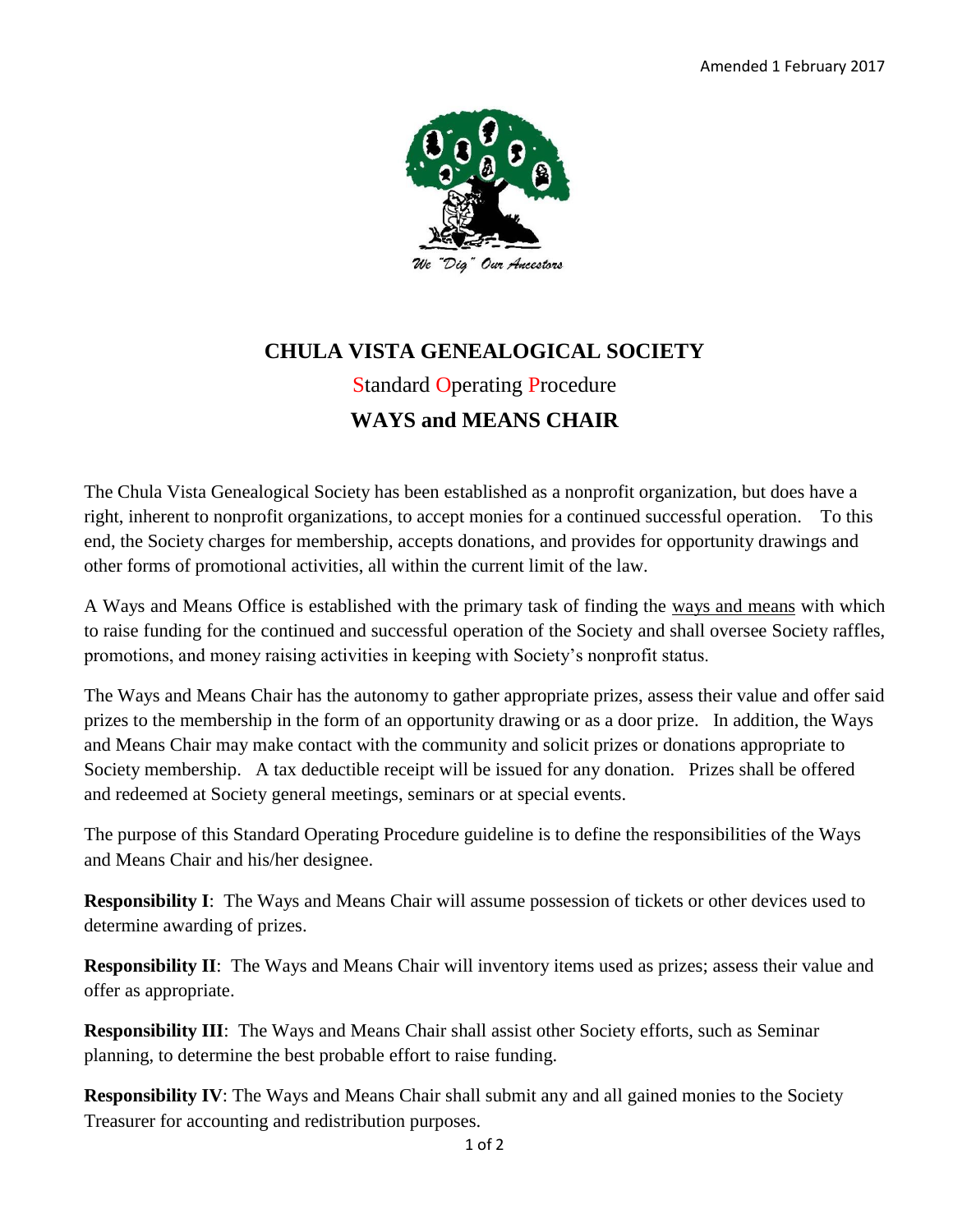Amended 1 February 2017

We "Dig" Our Ancestors

# CHULA VISTA GENEALOGICAL SOCIETY

## Standard Operating Procedure

## WAYS and MEANS CHAIR

The Chula Vista Genealogical Society has been established as a nonprofit organization, but does have a right, inherent to nonprofit organizations, to accept monies for a continued successful operation. To this end, the Society charges for membership, accepts donations, and provides for opportunity drawings and other forms of promotional activities, all within the current limit of the law.

A Ways and Means Office is established with the primary task of finding the ways and means with which to raise funding for the continued and successful operation of the Society and shall oversee Society raffles, promotions, and money raising activities in keeping with Society's nonprofit status.

The Ways and Means Chair has the autonomy to gather appropriate prizes, assess their value and offer said prizes to the membership in the form of an opportunity drawing or as a door prize. In addition, the Ways and Means Chair may make contact with the community and solicit prizes or donations appropriate to Society membership. A tax deductible receipt will be issued for any donation. Prizes shall be offered and redeemed at Society general meetings, seminars or at special events.

The purpose of this Standard Operating Procedure guideline is to define the responsibilities of the Ways and Means Chair and his/her designee.

**Responsibility I**: The Ways and Means Chair will assume possession of tickets or other devices used to determine awarding of prizes.

**Responsibility II**: The Ways and Means Chair will inventory items used as prizes; assess their value and offer as appropriate.

**Responsibility III**: The Ways and Means Chair shall assist other Society efforts, such as Seminar planning, to determine the best probable effort to raise funding.

**Responsibility IV**: The Ways and Means Chair shall submit any and all gained monies to the Society Treasurer for accounting and redistribution purposes.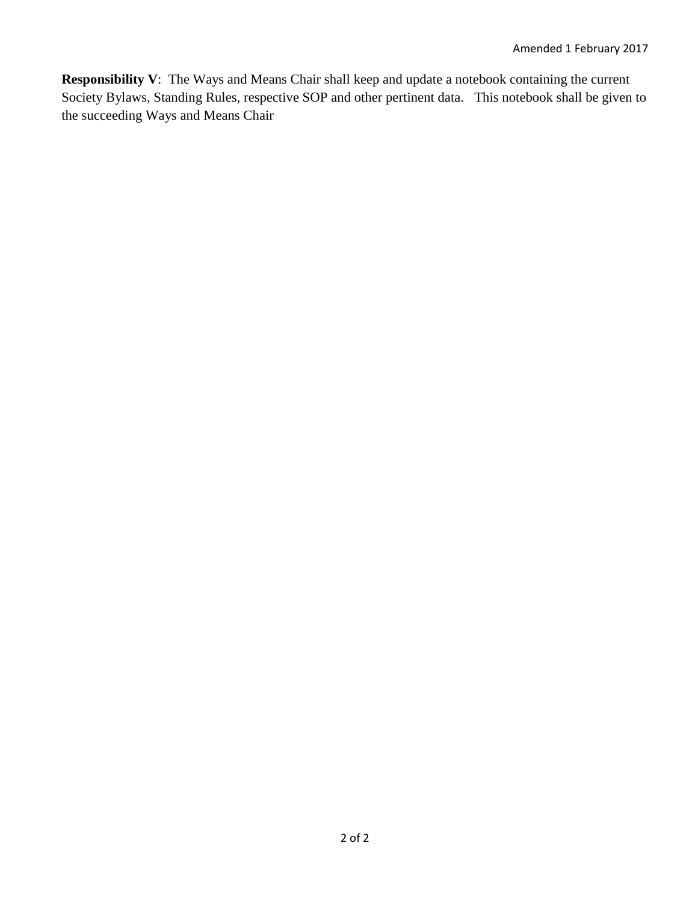**Responsibility V**: The Ways and Means Chair shall keep and update a notebook containing the current Society Bylaws, Standing Rules, respective SOP and other pertinent data. This notebook shall be given to the succeeding Ways and Means Chair